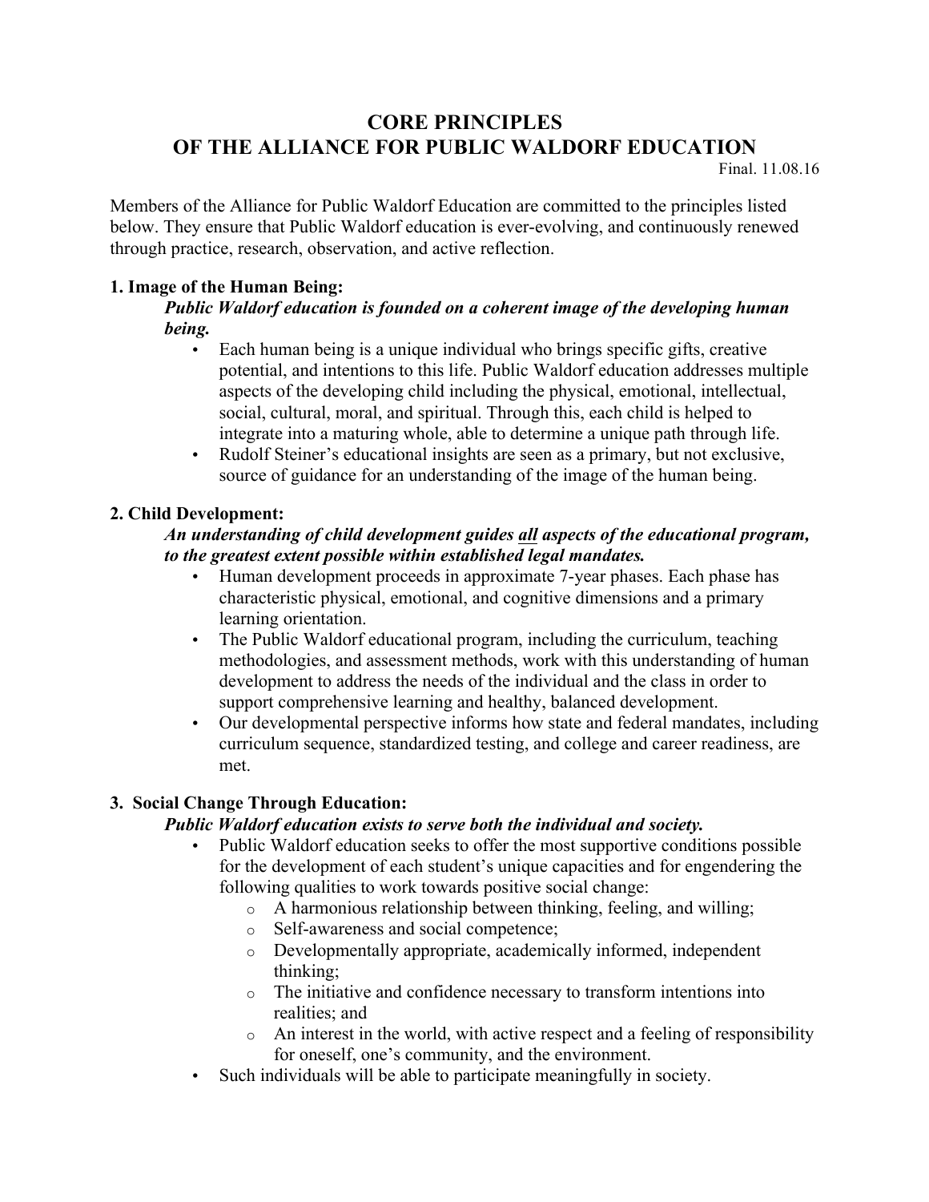# CORE PRINCIPLES
# OF THE ALLIANCE FOR PUBLIC WALDORF EDUCATION

Final. 11.08.16

Members of the Alliance for Public Waldorf Education are committed to the principles listed below. They ensure that Public Waldorf education is ever-evolving, and continuously renewed through practice, research, observation, and active reflection.

## 1. Image of the Human Being:

***Public Waldorf education is founded on a coherent image of the developing human being.***

- Each human being is a unique individual who brings specific gifts, creative potential, and intentions to this life. Public Waldorf education addresses multiple aspects of the developing child including the physical, emotional, intellectual, social, cultural, moral, and spiritual. Through this, each child is helped to integrate into a maturing whole, able to determine a unique path through life.
- Rudolf Steiner's educational insights are seen as a primary, but not exclusive, source of guidance for an understanding of the image of the human being.

## 2. Child Development:

***An understanding of child development guides <u>all</u> aspects of the educational program, to the greatest extent possible within established legal mandates.***

- Human development proceeds in approximate 7-year phases. Each phase has characteristic physical, emotional, and cognitive dimensions and a primary learning orientation.
- The Public Waldorf educational program, including the curriculum, teaching methodologies, and assessment methods, work with this understanding of human development to address the needs of the individual and the class in order to support comprehensive learning and healthy, balanced development.
- Our developmental perspective informs how state and federal mandates, including curriculum sequence, standardized testing, and college and career readiness, are met.

## 3. Social Change Through Education:

***Public Waldorf education exists to serve both the individual and society.***

- Public Waldorf education seeks to offer the most supportive conditions possible for the development of each student's unique capacities and for engendering the following qualities to work towards positive social change:
  - A harmonious relationship between thinking, feeling, and willing;
  - Self-awareness and social competence;
  - Developmentally appropriate, academically informed, independent thinking;
  - The initiative and confidence necessary to transform intentions into realities; and
  - An interest in the world, with active respect and a feeling of responsibility for oneself, one's community, and the environment.
- Such individuals will be able to participate meaningfully in society.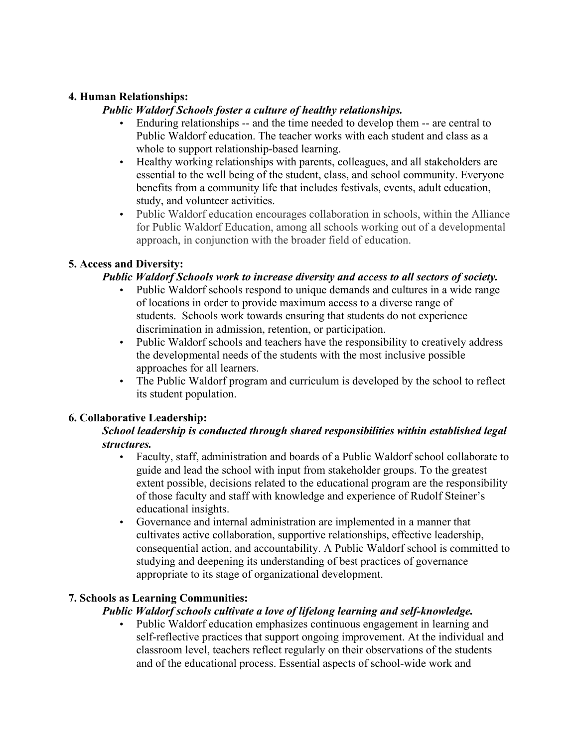**4. Human Relationships:**

***Public Waldorf Schools foster a culture of healthy relationships.***

- Enduring relationships -- and the time needed to develop them -- are central to Public Waldorf education. The teacher works with each student and class as a whole to support relationship-based learning.
- Healthy working relationships with parents, colleagues, and all stakeholders are essential to the well being of the student, class, and school community. Everyone benefits from a community life that includes festivals, events, adult education, study, and volunteer activities.
- Public Waldorf education encourages collaboration in schools, within the Alliance for Public Waldorf Education, among all schools working out of a developmental approach, in conjunction with the broader field of education.

**5. Access and Diversity:**

***Public Waldorf Schools work to increase diversity and access to all sectors of society.***

- Public Waldorf schools respond to unique demands and cultures in a wide range of locations in order to provide maximum access to a diverse range of students. Schools work towards ensuring that students do not experience discrimination in admission, retention, or participation.
- Public Waldorf schools and teachers have the responsibility to creatively address the developmental needs of the students with the most inclusive possible approaches for all learners.
- The Public Waldorf program and curriculum is developed by the school to reflect its student population.

**6. Collaborative Leadership:**

***School leadership is conducted through shared responsibilities within established legal structures.***

- Faculty, staff, administration and boards of a Public Waldorf school collaborate to guide and lead the school with input from stakeholder groups. To the greatest extent possible, decisions related to the educational program are the responsibility of those faculty and staff with knowledge and experience of Rudolf Steiner's educational insights.
- Governance and internal administration are implemented in a manner that cultivates active collaboration, supportive relationships, effective leadership, consequential action, and accountability. A Public Waldorf school is committed to studying and deepening its understanding of best practices of governance appropriate to its stage of organizational development.

**7. Schools as Learning Communities:**

***Public Waldorf schools cultivate a love of lifelong learning and self-knowledge.***

- Public Waldorf education emphasizes continuous engagement in learning and self-reflective practices that support ongoing improvement. At the individual and classroom level, teachers reflect regularly on their observations of the students and of the educational process. Essential aspects of school-wide work and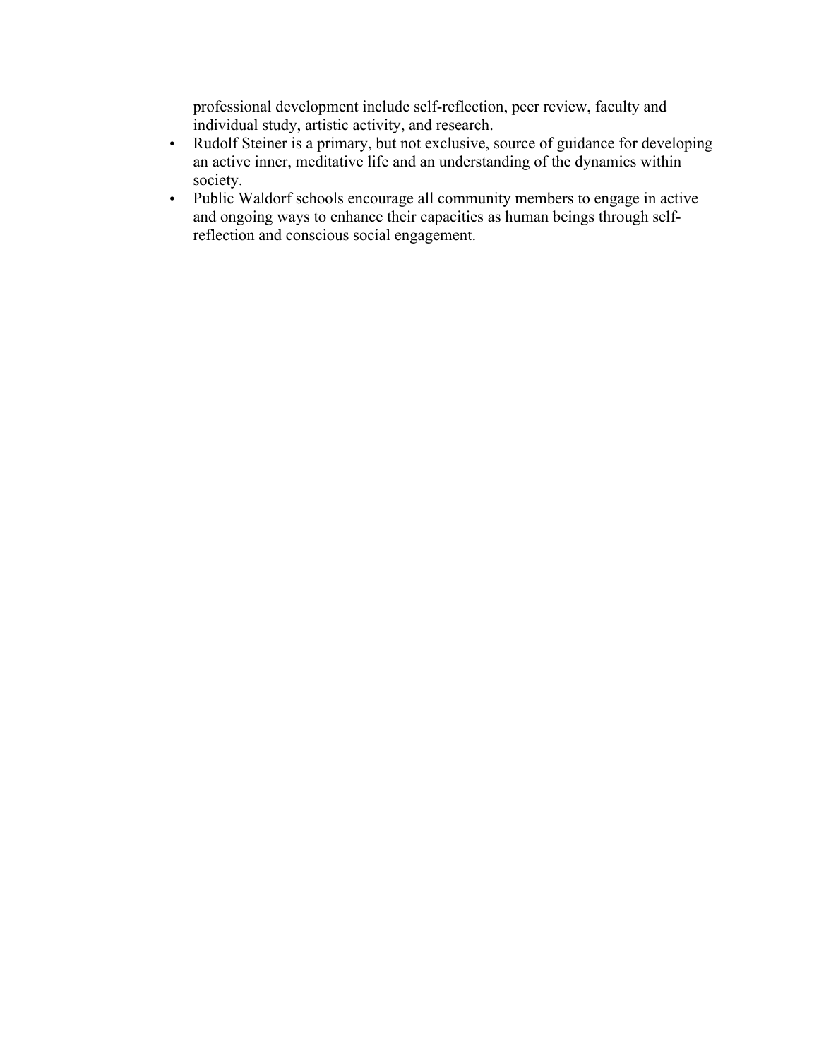professional development include self-reflection, peer review, faculty and individual study, artistic activity, and research.

- Rudolf Steiner is a primary, but not exclusive, source of guidance for developing an active inner, meditative life and an understanding of the dynamics within society.
- Public Waldorf schools encourage all community members to engage in active and ongoing ways to enhance their capacities as human beings through self-reflection and conscious social engagement.